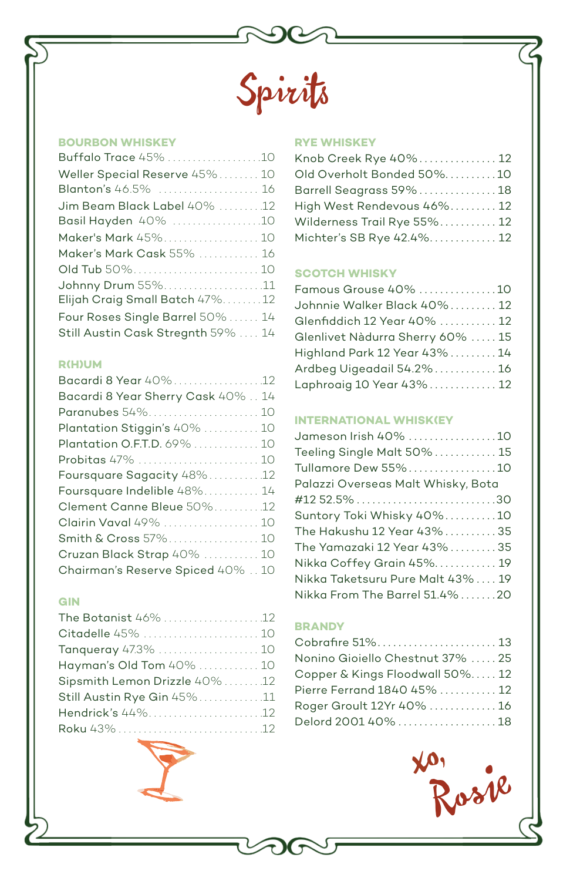# Spirits

## BOURBON WHISKEY

- Buffalo Trace 45% .................... 10
- Weller Special Reserve 45% ........ 10
- Blanton's 46.5% .................... 16
- Jim Beam Black Label 40% ......... 12
- Basil Hayden 40% .................. 10
- Maker's Mark 45% ................... 10
- Maker's Mark Cask 55% ............ 16
- Old Tub 50% ......................... 10
- Johnny Drum 55% .................... 11
- Elijah Craig Small Batch 47% ........ 12
- Four Roses Single Barrel 50% ...... 14
- Still Austin Cask Stregnth 59% .... 14

## R(H)UM

- Bacardi 8 Year 40% ................. 12
- Bacardi 8 Year Sherry Cask 40% .. 14
- Paranubes 54% ...................... 10
- Plantation Stiggin's 40% ........... 10
- Plantation O.F.T.D. 69% ............ 10
- Probitas 47% ........................ 10
- Foursquare Sagacity 48% ........... 12
- Foursquare Indelible 48% ........... 14
- Clement Canne Bleue 50% .......... 12
- Clairin Vaval 49% ................... 10
- Smith & Cross 57% .................. 10
- Cruzan Black Strap 40% ........... 10
- Chairman's Reserve Spiced 40% .. 10

## GIN

- The Botanist 46% .................... 12
- Citadelle 45% ....................... 10
- Tanqueray 47.3% .................... 10
- Hayman's Old Tom 40% ............ 10
- Sipsmith Lemon Drizzle 40% ........ 12
- Still Austin Rye Gin 45% ............ 11
- Hendrick's 44% ...................... 12
- Roku 43% ............................ 12

## RYE WHISKEY

- Knob Creek Rye 40% ............... 12
- Old Overholt Bonded 50% .......... 10
- Barrell Seagrass 59% ............... 18
- High West Rendevous 46% ......... 12
- Wilderness Trail Rye 55% ........... 12
- Michter's SB Rye 42.4% ............. 12

## SCOTCH WHISKY

- Famous Grouse 40% ............... 10
- Johnnie Walker Black 40% ......... 12
- Glenfiddich 12 Year 40% ........... 12
- Glenlivet Nàdurra Sherry 60% ..... 15
- Highland Park 12 Year 43% ......... 14
- Ardbeg Uigeadail 54.2% ............ 16
- Laphroaig 10 Year 43% ............. 12

## INTERNATIONAL WHISK(EY

- Jameson Irish 40% ................. 10
- Teeling Single Malt 50% ............ 15
- Tullamore Dew 55% ................. 10
- Palazzi Overseas Malt Whisky, Bota #12 52.5% ........................... 30
- Suntory Toki Whisky 40% .......... 10
- The Hakushu 12 Year 43% .......... 35
- The Yamazaki 12 Year 43% ......... 35
- Nikka Coffey Grain 45% ............ 19
- Nikka Taketsuru Pure Malt 43% .... 19
- Nikka From The Barrel 51.4% ....... 20

## BRANDY

- Cobrafire 51% ....................... 13
- Nonino Gioiello Chestnut 37% ..... 25
- Copper & Kings Floodwall 50% ..... 12
- Pierre Ferrand 1840 45% ........... 12
- Roger Groult 12Yr 40% ............. 16
- Delord 2001 40% ................... 18

xo,
Rosie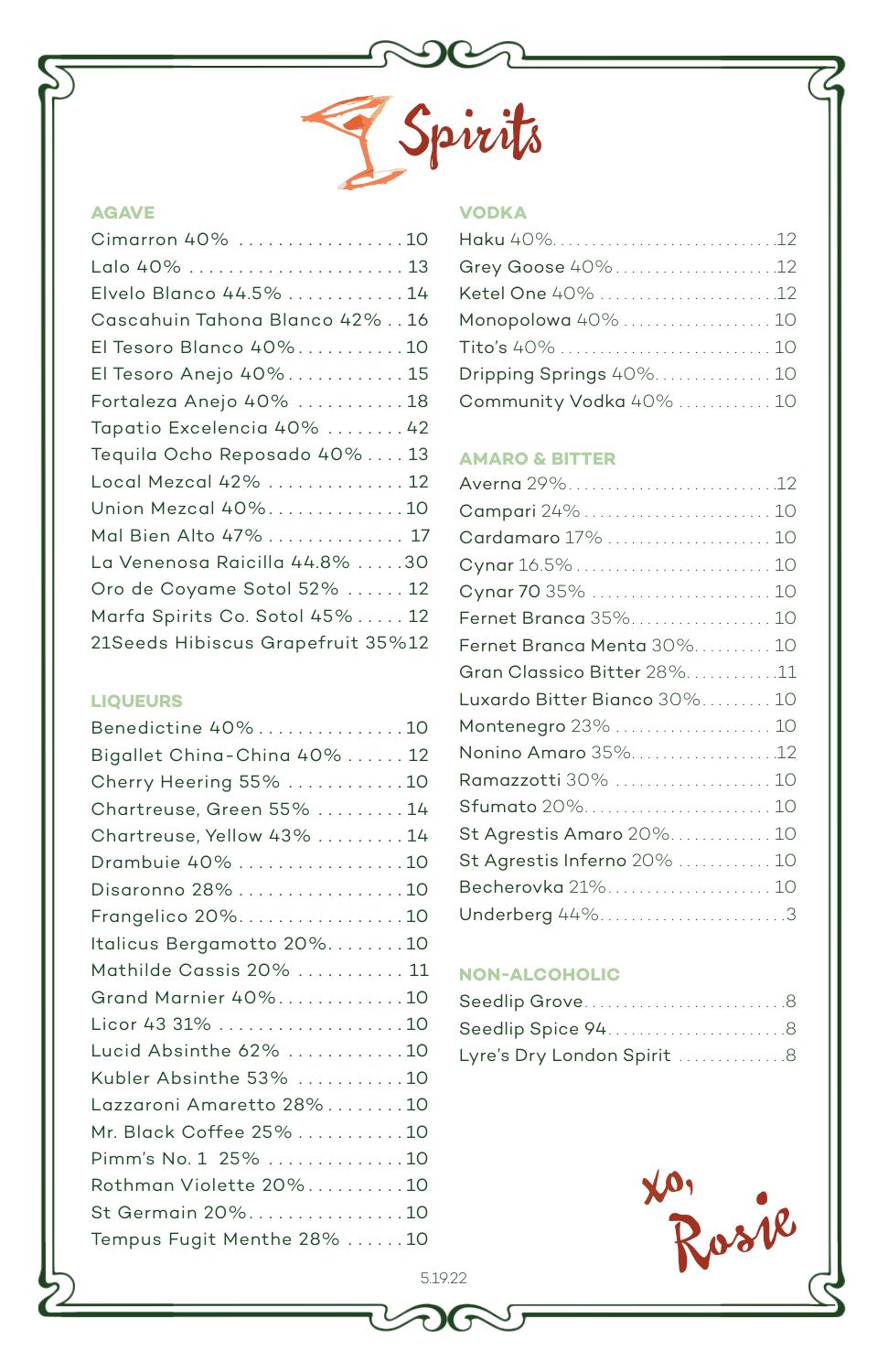# Spirits

## AGAVE

- Cimarron 40% .... 10
- Lalo 40% .... 13
- Elvelo Blanco 44.5% .... 14
- Cascahuin Tahona Blanco 42% .... 16
- El Tesoro Blanco 40% .... 10
- El Tesoro Anejo 40% .... 15
- Fortaleza Anejo 40% .... 18
- Tapatio Excelencia 40% .... 42
- Tequila Ocho Reposado 40% .... 13
- Local Mezcal 42% .... 12
- Union Mezcal 40% .... 10
- Mal Bien Alto 47% .... 17
- La Venenosa Raicilla 44.8% .... 30
- Oro de Coyame Sotol 52% .... 12
- Marfa Spirits Co. Sotol 45% .... 12
- 21Seeds Hibiscus Grapefruit 35% .... 12

## LIQUEURS

- Benedictine 40% .... 10
- Bigallet China-China 40% .... 12
- Cherry Heering 55% .... 10
- Chartreuse, Green 55% .... 14
- Chartreuse, Yellow 43% .... 14
- Drambuie 40% .... 10
- Disaronno 28% .... 10
- Frangelico 20% .... 10
- Italicus Bergamotto 20% .... 10
- Mathilde Cassis 20% .... 11
- Grand Marnier 40% .... 10
- Licor 43 31% .... 10
- Lucid Absinthe 62% .... 10
- Kubler Absinthe 53% .... 10
- Lazzaroni Amaretto 28% .... 10
- Mr. Black Coffee 25% .... 10
- Pimm's No. 1 25% .... 10
- Rothman Violette 20% .... 10
- St Germain 20% .... 10
- Tempus Fugit Menthe 28% .... 10

## VODKA

- Haku 40% .... 12
- Grey Goose 40% .... 12
- Ketel One 40% .... 12
- Monopolowa 40% .... 10
- Tito's 40% .... 10
- Dripping Springs 40% .... 10
- Community Vodka 40% .... 10

## AMARO & BITTER

- Averna 29% .... 12
- Campari 24% .... 10
- Cardamaro 17% .... 10
- Cynar 16.5% .... 10
- Cynar 70 35% .... 10
- Fernet Branca 35% .... 10
- Fernet Branca Menta 30% .... 10
- Gran Classico Bitter 28% .... 11
- Luxardo Bitter Bianco 30% .... 10
- Montenegro 23% .... 10
- Nonino Amaro 35% .... 12
- Ramazzotti 30% .... 10
- Sfumato 20% .... 10
- St Agrestis Amaro 20% .... 10
- St Agrestis Inferno 20% .... 10
- Becherovka 21% .... 10
- Underberg 44% .... 3

## NON-ALCOHOLIC

- Seedlip Grove .... 8
- Seedlip Spice 94 .... 8
- Lyre's Dry London Spirit .... 8

xo,
Rosie

5.19.22